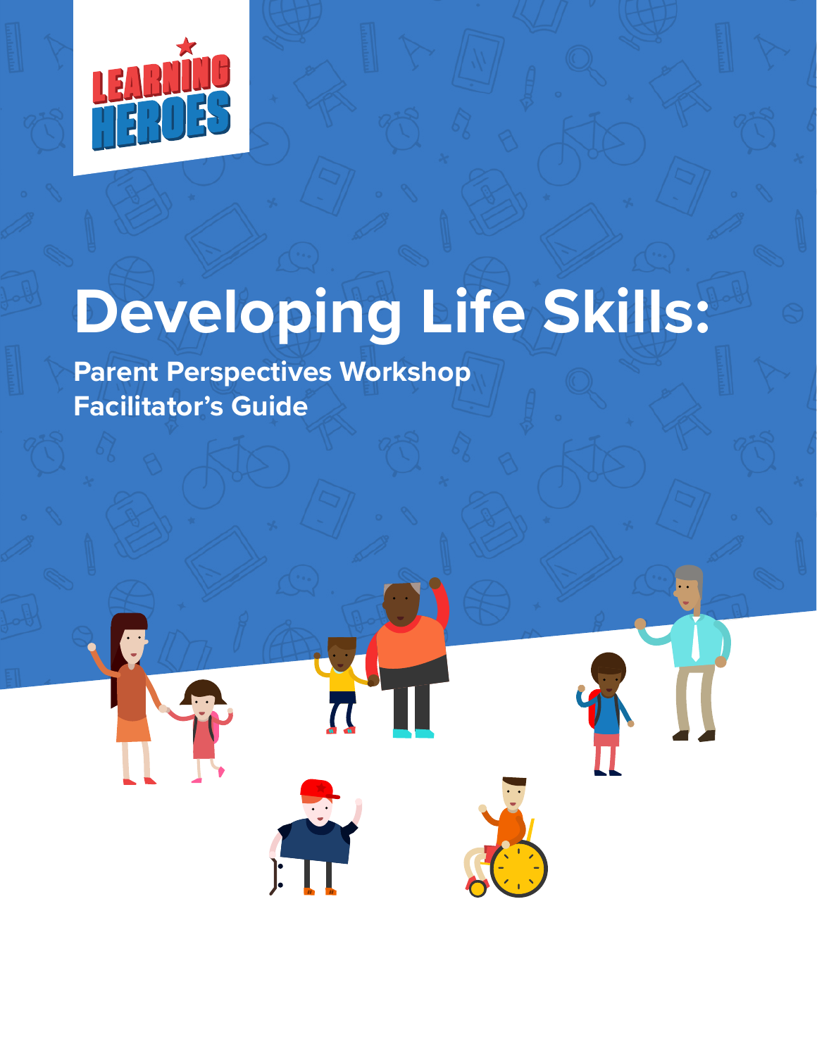LEARNING HEROES

# Developing Life Skills:

**Parent Perspectives Workshop**
**Facilitator's Guide**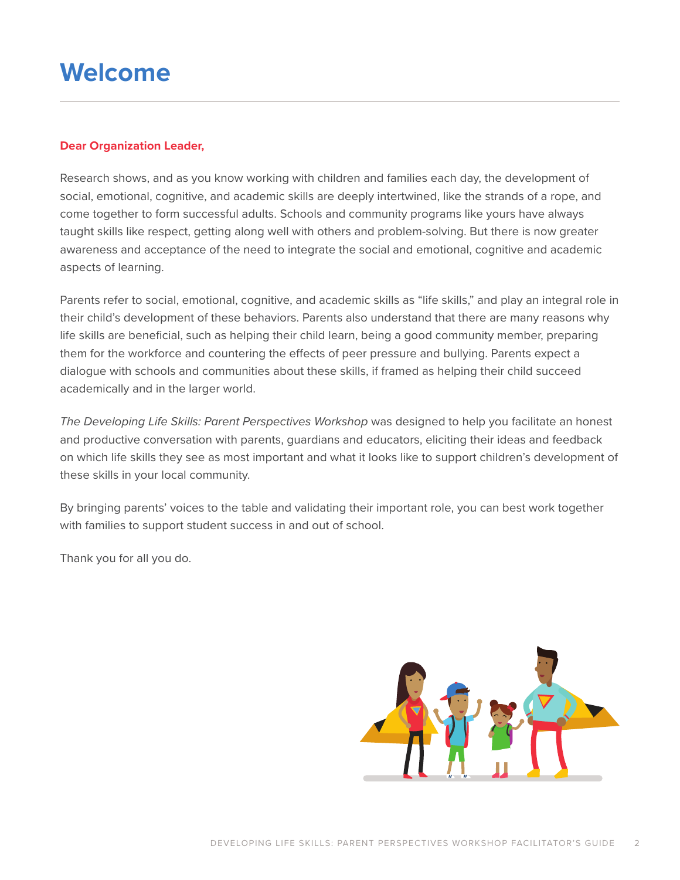# Welcome

**Dear Organization Leader,**

Research shows, and as you know working with children and families each day, the development of social, emotional, cognitive, and academic skills are deeply intertwined, like the strands of a rope, and come together to form successful adults. Schools and community programs like yours have always taught skills like respect, getting along well with others and problem-solving. But there is now greater awareness and acceptance of the need to integrate the social and emotional, cognitive and academic aspects of learning.

Parents refer to social, emotional, cognitive, and academic skills as "life skills," and play an integral role in their child's development of these behaviors. Parents also understand that there are many reasons why life skills are beneficial, such as helping their child learn, being a good community member, preparing them for the workforce and countering the effects of peer pressure and bullying. Parents expect a dialogue with schools and communities about these skills, if framed as helping their child succeed academically and in the larger world.

*The Developing Life Skills: Parent Perspectives Workshop* was designed to help you facilitate an honest and productive conversation with parents, guardians and educators, eliciting their ideas and feedback on which life skills they see as most important and what it looks like to support children's development of these skills in your local community.

By bringing parents' voices to the table and validating their important role, you can best work together with families to support student success in and out of school.

Thank you for all you do.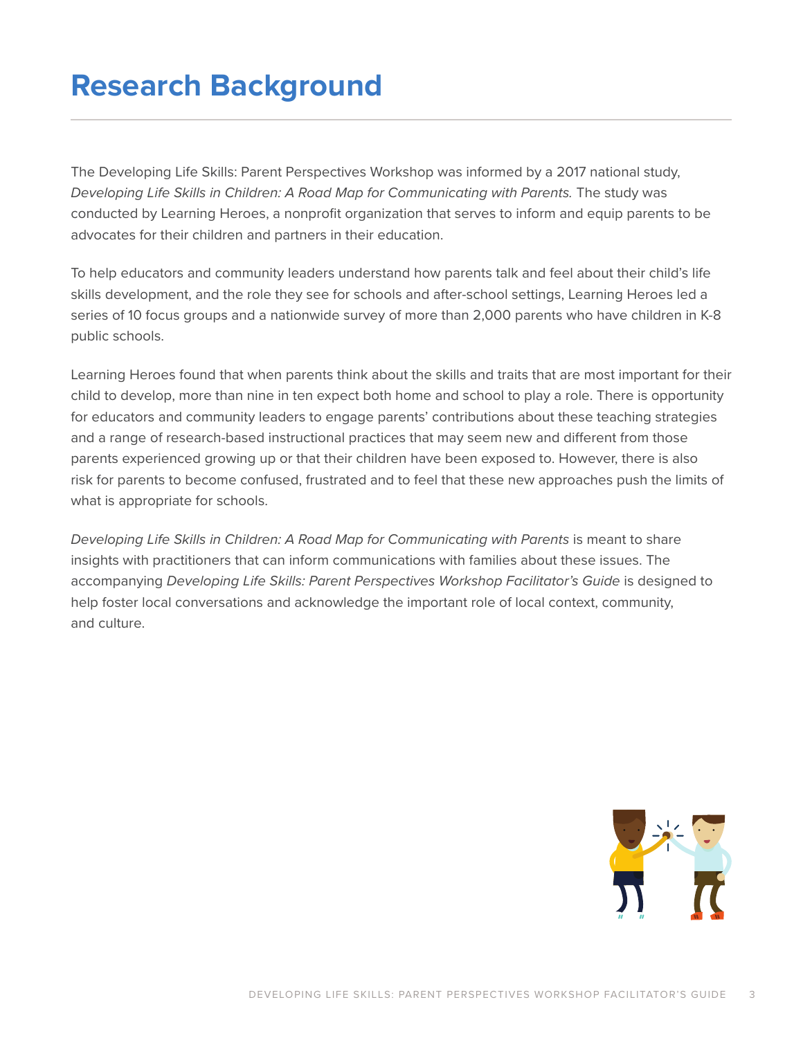# Research Background

The Developing Life Skills: Parent Perspectives Workshop was informed by a 2017 national study, *Developing Life Skills in Children: A Road Map for Communicating with Parents.* The study was conducted by Learning Heroes, a nonprofit organization that serves to inform and equip parents to be advocates for their children and partners in their education.

To help educators and community leaders understand how parents talk and feel about their child's life skills development, and the role they see for schools and after-school settings, Learning Heroes led a series of 10 focus groups and a nationwide survey of more than 2,000 parents who have children in K-8 public schools.

Learning Heroes found that when parents think about the skills and traits that are most important for their child to develop, more than nine in ten expect both home and school to play a role. There is opportunity for educators and community leaders to engage parents' contributions about these teaching strategies and a range of research-based instructional practices that may seem new and different from those parents experienced growing up or that their children have been exposed to. However, there is also risk for parents to become confused, frustrated and to feel that these new approaches push the limits of what is appropriate for schools.

*Developing Life Skills in Children: A Road Map for Communicating with Parents* is meant to share insights with practitioners that can inform communications with families about these issues. The accompanying *Developing Life Skills: Parent Perspectives Workshop Facilitator's Guide* is designed to help foster local conversations and acknowledge the important role of local context, community, and culture.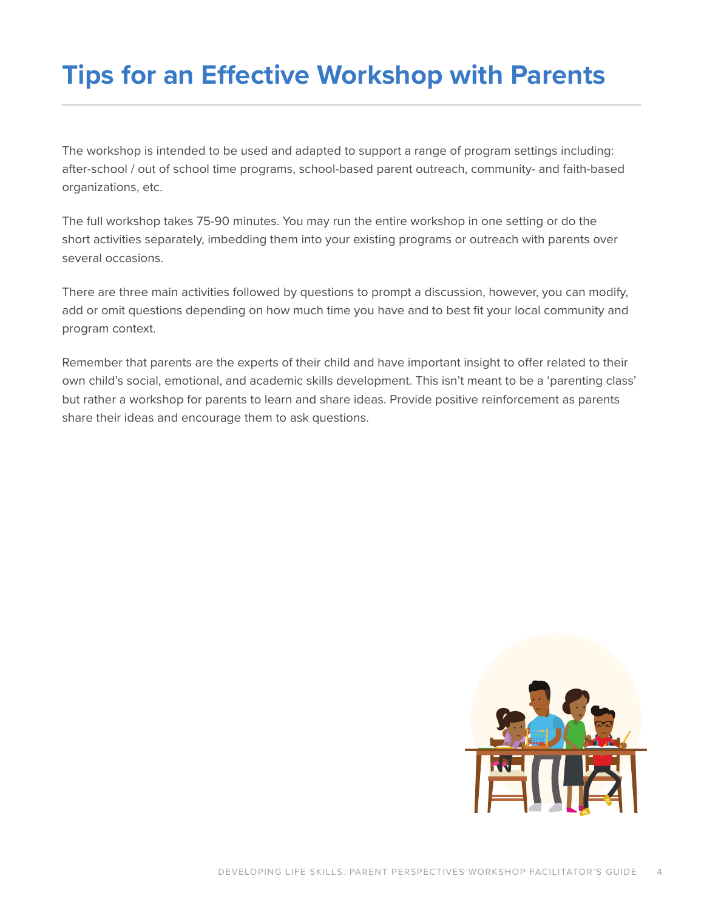# Tips for an Effective Workshop with Parents

The workshop is intended to be used and adapted to support a range of program settings including: after-school / out of school time programs, school-based parent outreach, community- and faith-based organizations, etc.

The full workshop takes 75-90 minutes. You may run the entire workshop in one setting or do the short activities separately, imbedding them into your existing programs or outreach with parents over several occasions.

There are three main activities followed by questions to prompt a discussion, however, you can modify, add or omit questions depending on how much time you have and to best fit your local community and program context.

Remember that parents are the experts of their child and have important insight to offer related to their own child's social, emotional, and academic skills development. This isn't meant to be a 'parenting class' but rather a workshop for parents to learn and share ideas. Provide positive reinforcement as parents share their ideas and encourage them to ask questions.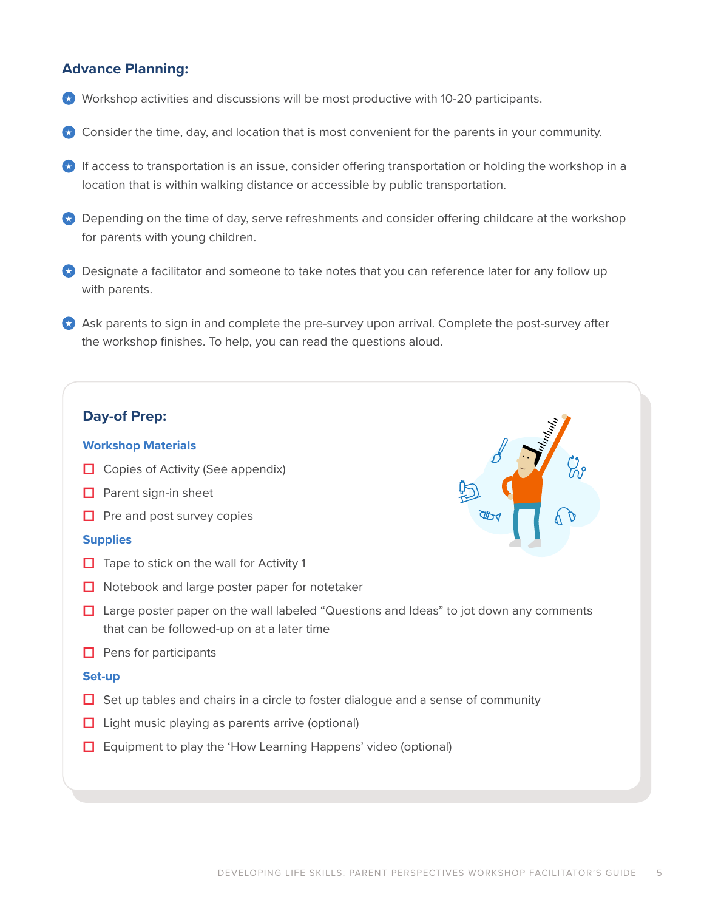## Advance Planning:

- Workshop activities and discussions will be most productive with 10-20 participants.
- Consider the time, day, and location that is most convenient for the parents in your community.
- If access to transportation is an issue, consider offering transportation or holding the workshop in a location that is within walking distance or accessible by public transportation.
- Depending on the time of day, serve refreshments and consider offering childcare at the workshop for parents with young children.
- Designate a facilitator and someone to take notes that you can reference later for any follow up with parents.
- Ask parents to sign in and complete the pre-survey upon arrival. Complete the post-survey after the workshop finishes. To help, you can read the questions aloud.

## Day-of Prep:

### Workshop Materials

- [ ] Copies of Activity (See appendix)
- [ ] Parent sign-in sheet
- [ ] Pre and post survey copies

### Supplies

- [ ] Tape to stick on the wall for Activity 1
- [ ] Notebook and large poster paper for notetaker
- [ ] Large poster paper on the wall labeled "Questions and Ideas" to jot down any comments that can be followed-up on at a later time
- [ ] Pens for participants

### Set-up

- [ ] Set up tables and chairs in a circle to foster dialogue and a sense of community
- [ ] Light music playing as parents arrive (optional)
- [ ] Equipment to play the 'How Learning Happens' video (optional)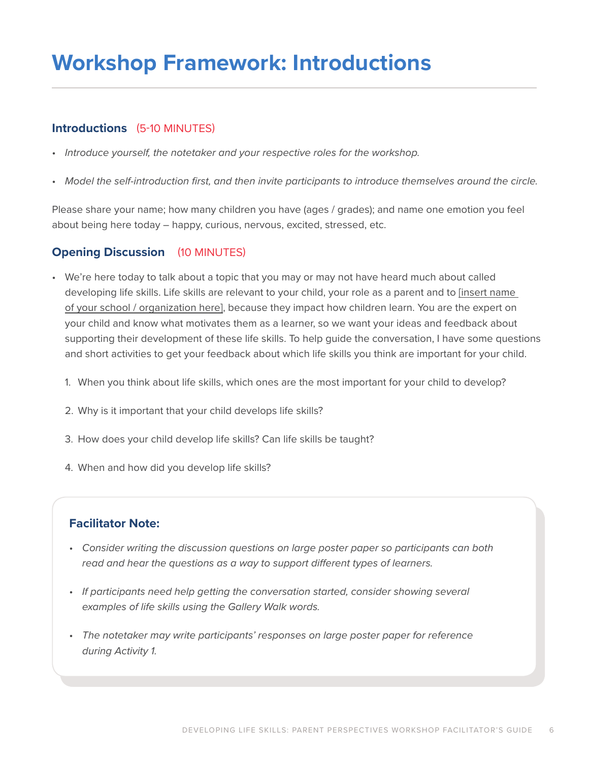# Workshop Framework: Introductions

## Introductions (5-10 MINUTES)

- *Introduce yourself, the notetaker and your respective roles for the workshop.*
- *Model the self-introduction first, and then invite participants to introduce themselves around the circle.*

Please share your name; how many children you have (ages / grades); and name one emotion you feel about being here today – happy, curious, nervous, excited, stressed, etc.

## Opening Discussion (10 MINUTES)

- We're here today to talk about a topic that you may or may not have heard much about called developing life skills. Life skills are relevant to your child, your role as a parent and to [insert name of your school / organization here], because they impact how children learn. You are the expert on your child and know what motivates them as a learner, so we want your ideas and feedback about supporting their development of these life skills. To help guide the conversation, I have some questions and short activities to get your feedback about which life skills you think are important for your child.

  1. When you think about life skills, which ones are the most important for your child to develop?
  2. Why is it important that your child develops life skills?
  3. How does your child develop life skills? Can life skills be taught?
  4. When and how did you develop life skills?

### Facilitator Note:

- *Consider writing the discussion questions on large poster paper so participants can both read and hear the questions as a way to support different types of learners.*
- *If participants need help getting the conversation started, consider showing several examples of life skills using the Gallery Walk words.*
- *The notetaker may write participants' responses on large poster paper for reference during Activity 1.*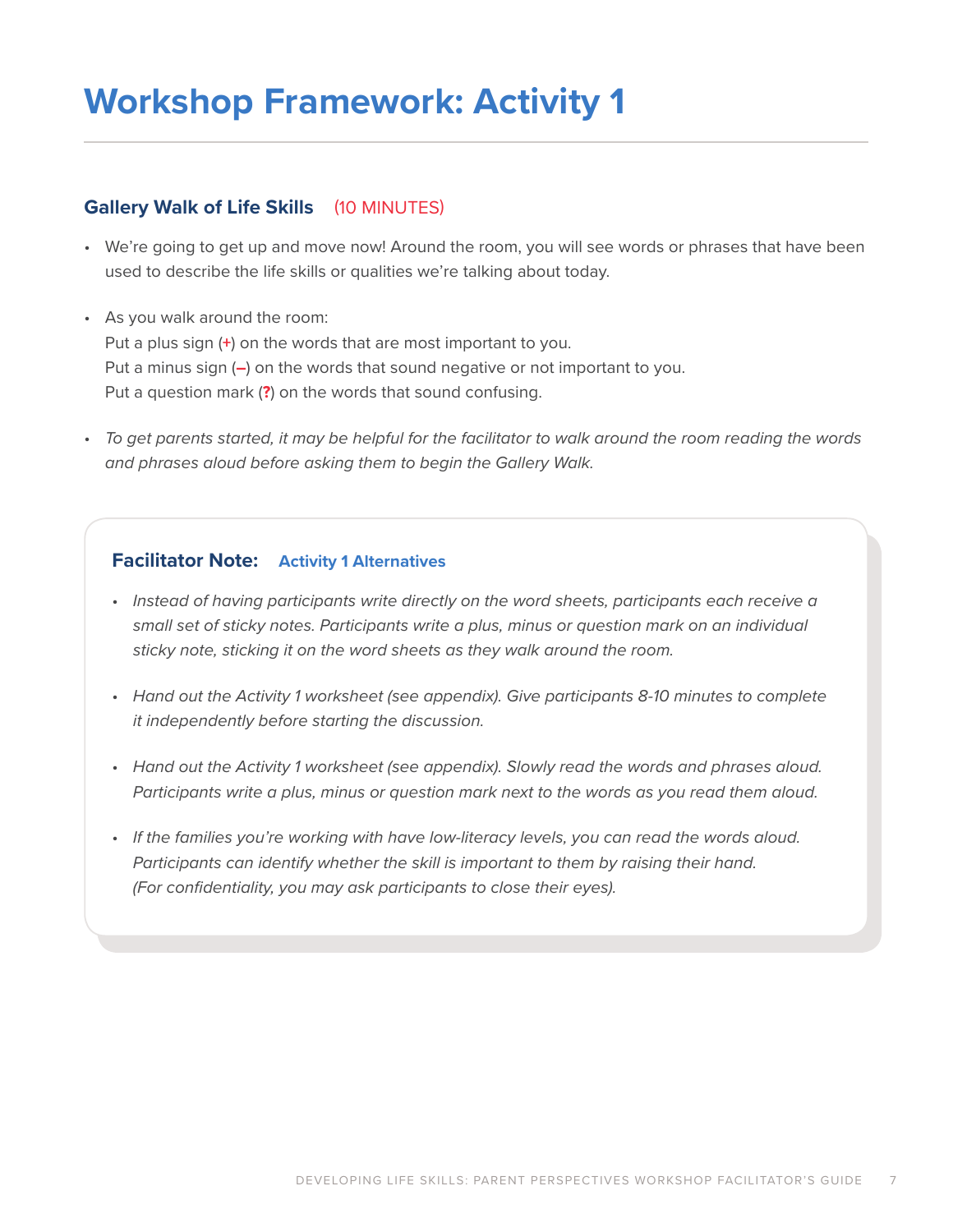# Workshop Framework: Activity 1

### Gallery Walk of Life Skills (10 MINUTES)

- We're going to get up and move now! Around the room, you will see words or phrases that have been used to describe the life skills or qualities we're talking about today.
- As you walk around the room:
  Put a plus sign (+) on the words that are most important to you.
  Put a minus sign (–) on the words that sound negative or not important to you.
  Put a question mark (?) on the words that sound confusing.
- *To get parents started, it may be helpful for the facilitator to walk around the room reading the words and phrases aloud before asking them to begin the Gallery Walk.*

**Facilitator Note:** **Activity 1 Alternatives**

- *Instead of having participants write directly on the word sheets, participants each receive a small set of sticky notes. Participants write a plus, minus or question mark on an individual sticky note, sticking it on the word sheets as they walk around the room.*
- *Hand out the Activity 1 worksheet (see appendix). Give participants 8-10 minutes to complete it independently before starting the discussion.*
- *Hand out the Activity 1 worksheet (see appendix). Slowly read the words and phrases aloud. Participants write a plus, minus or question mark next to the words as you read them aloud.*
- *If the families you're working with have low-literacy levels, you can read the words aloud. Participants can identify whether the skill is important to them by raising their hand. (For confidentiality, you may ask participants to close their eyes).*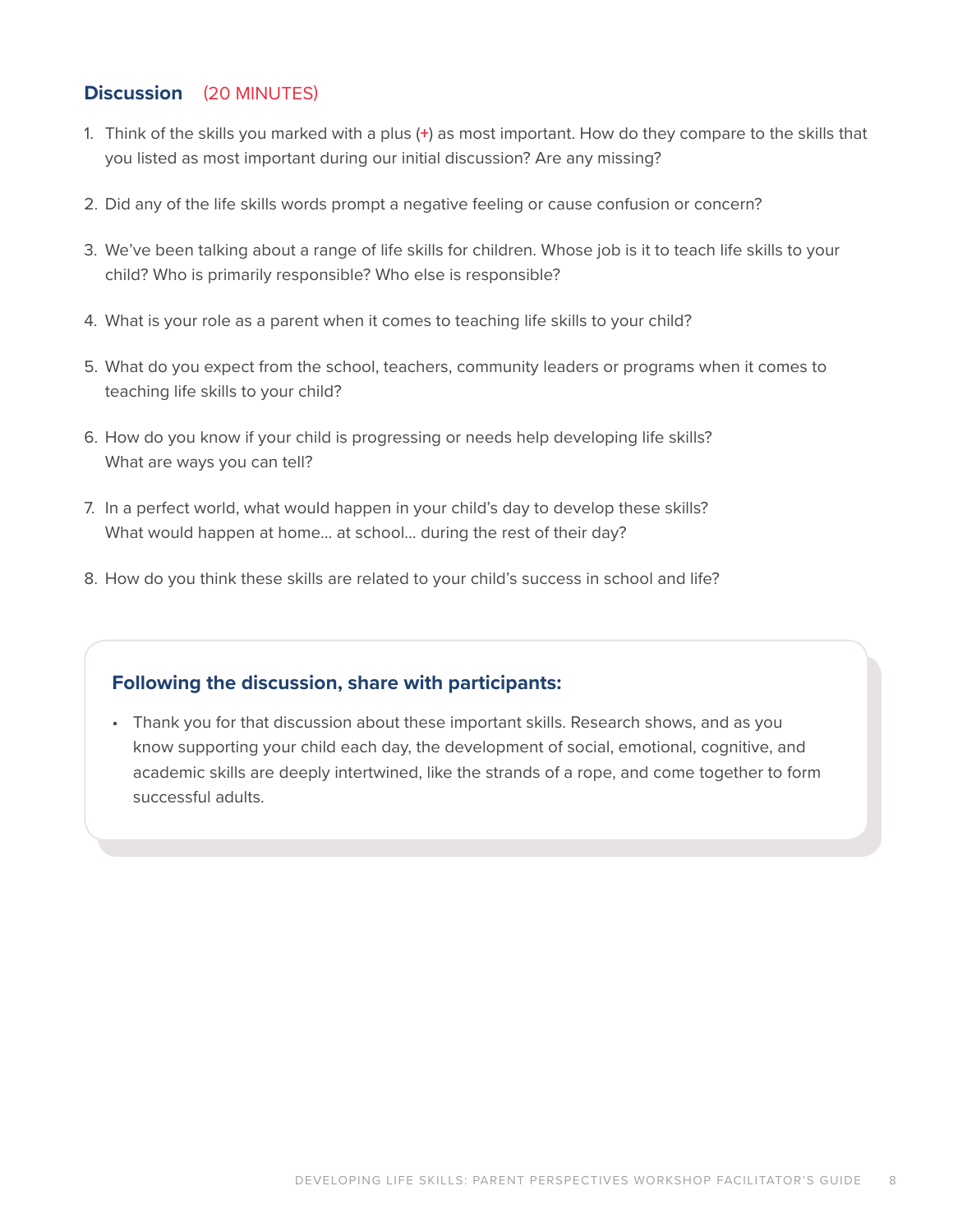## Discussion (20 MINUTES)

1. Think of the skills you marked with a plus (+) as most important. How do they compare to the skills that you listed as most important during our initial discussion? Are any missing?
2. Did any of the life skills words prompt a negative feeling or cause confusion or concern?
3. We've been talking about a range of life skills for children. Whose job is it to teach life skills to your child? Who is primarily responsible? Who else is responsible?
4. What is your role as a parent when it comes to teaching life skills to your child?
5. What do you expect from the school, teachers, community leaders or programs when it comes to teaching life skills to your child?
6. How do you know if your child is progressing or needs help developing life skills? What are ways you can tell?
7. In a perfect world, what would happen in your child's day to develop these skills? What would happen at home… at school… during the rest of their day?
8. How do you think these skills are related to your child's success in school and life?

### Following the discussion, share with participants:

- Thank you for that discussion about these important skills. Research shows, and as you know supporting your child each day, the development of social, emotional, cognitive, and academic skills are deeply intertwined, like the strands of a rope, and come together to form successful adults.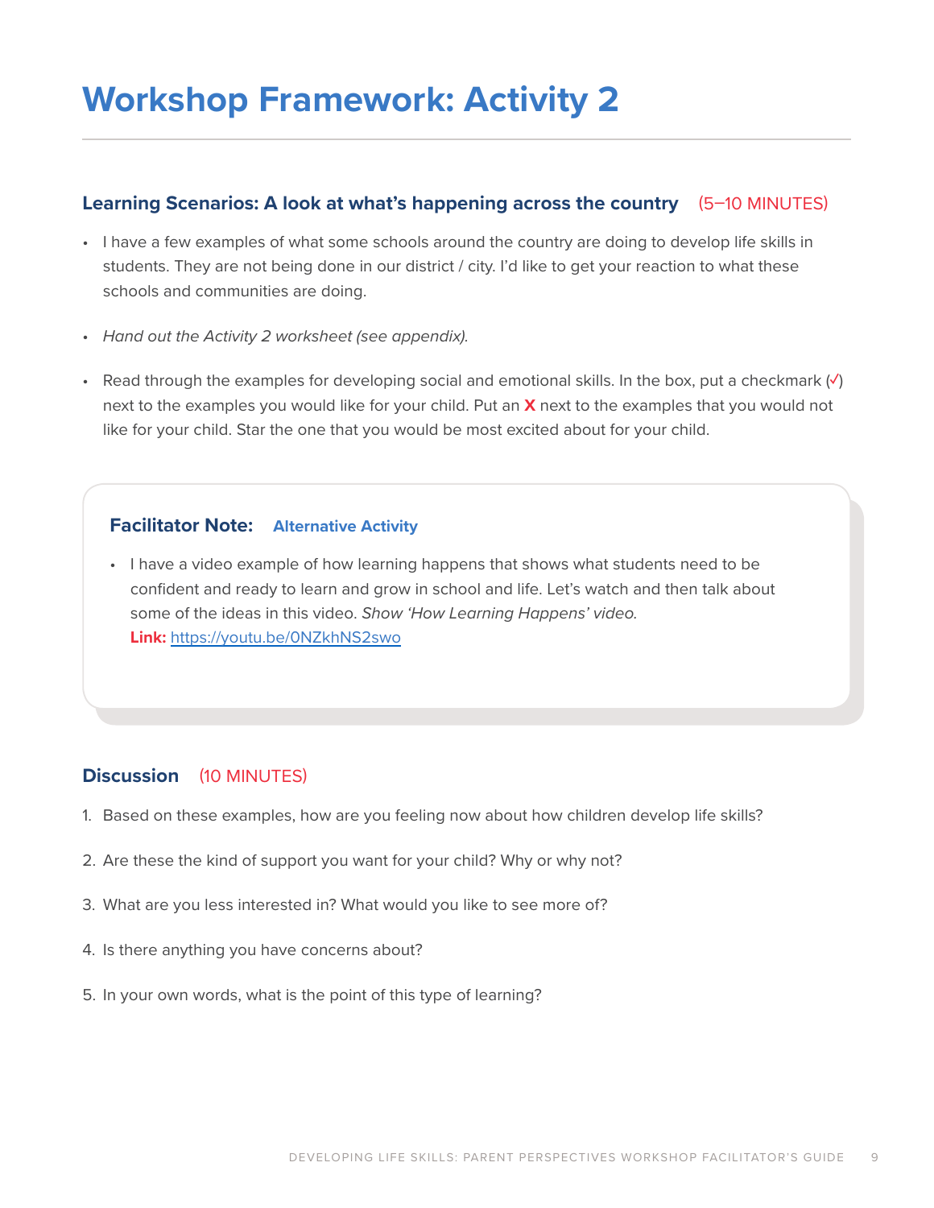# Workshop Framework: Activity 2

### Learning Scenarios: A look at what's happening across the country (5–10 MINUTES)

- I have a few examples of what some schools around the country are doing to develop life skills in students. They are not being done in our district / city. I'd like to get your reaction to what these schools and communities are doing.
- *Hand out the Activity 2 worksheet (see appendix).*
- Read through the examples for developing social and emotional skills. In the box, put a checkmark (✓) next to the examples you would like for your child. Put an **X** next to the examples that you would not like for your child. Star the one that you would be most excited about for your child.

> **Facilitator Note:** **Alternative Activity**
>
> - I have a video example of how learning happens that shows what students need to be confident and ready to learn and grow in school and life. Let's watch and then talk about some of the ideas in this video. *Show 'How Learning Happens' video.*
>   **Link:** https://youtu.be/0NZkhNS2swo

### Discussion (10 MINUTES)

1. Based on these examples, how are you feeling now about how children develop life skills?
2. Are these the kind of support you want for your child? Why or why not?
3. What are you less interested in? What would you like to see more of?
4. Is there anything you have concerns about?
5. In your own words, what is the point of this type of learning?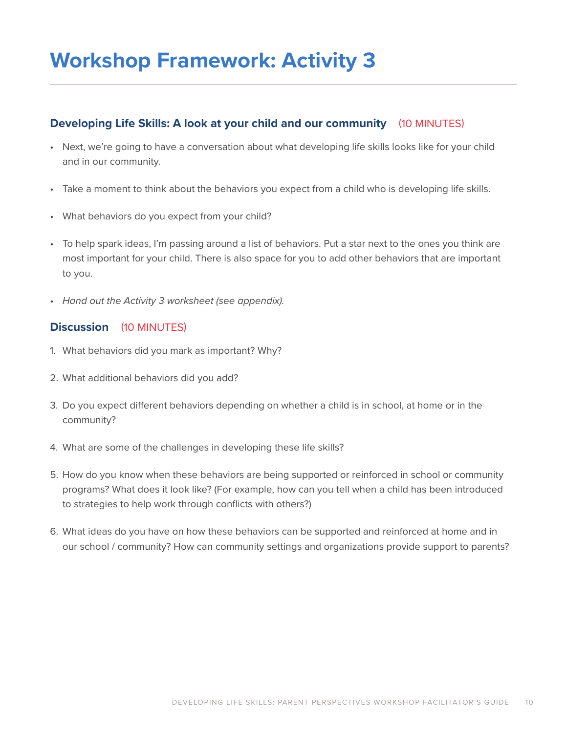# Workshop Framework: Activity 3

### Developing Life Skills: A look at your child and our community (10 MINUTES)

- Next, we're going to have a conversation about what developing life skills looks like for your child and in our community.
- Take a moment to think about the behaviors you expect from a child who is developing life skills.
- What behaviors do you expect from your child?
- To help spark ideas, I'm passing around a list of behaviors. Put a star next to the ones you think are most important for your child. There is also space for you to add other behaviors that are important to you.
- *Hand out the Activity 3 worksheet (see appendix).*

### Discussion (10 MINUTES)

1. What behaviors did you mark as important? Why?
2. What additional behaviors did you add?
3. Do you expect different behaviors depending on whether a child is in school, at home or in the community?
4. What are some of the challenges in developing these life skills?
5. How do you know when these behaviors are being supported or reinforced in school or community programs? What does it look like? (For example, how can you tell when a child has been introduced to strategies to help work through conflicts with others?)
6. What ideas do you have on how these behaviors can be supported and reinforced at home and in our school / community? How can community settings and organizations provide support to parents?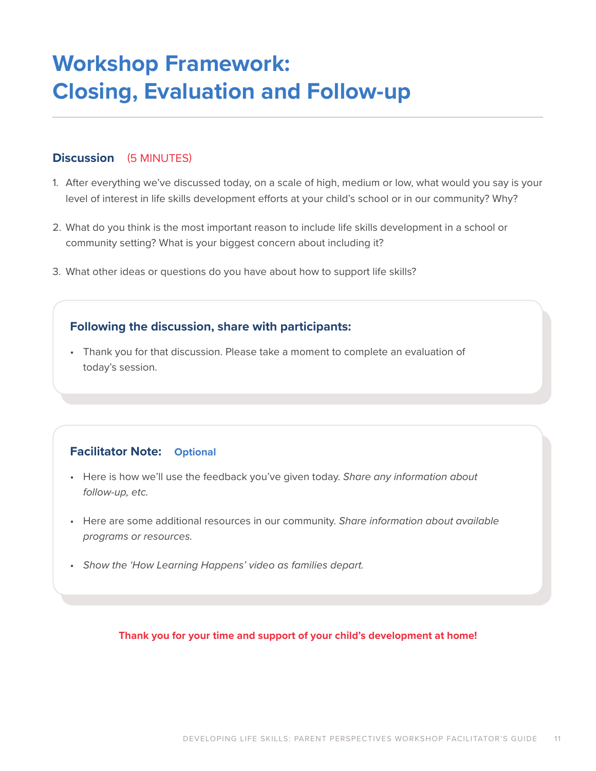# Workshop Framework: Closing, Evaluation and Follow-up

### Discussion (5 MINUTES)

1. After everything we've discussed today, on a scale of high, medium or low, what would you say is your level of interest in life skills development efforts at your child's school or in our community? Why?
2. What do you think is the most important reason to include life skills development in a school or community setting? What is your biggest concern about including it?
3. What other ideas or questions do you have about how to support life skills?

**Following the discussion, share with participants:**

- Thank you for that discussion. Please take a moment to complete an evaluation of today's session.

**Facilitator Note:** Optional

- Here is how we'll use the feedback you've given today. *Share any information about follow-up, etc.*
- Here are some additional resources in our community. *Share information about available programs or resources.*
- *Show the 'How Learning Happens' video as families depart.*

**Thank you for your time and support of your child's development at home!**